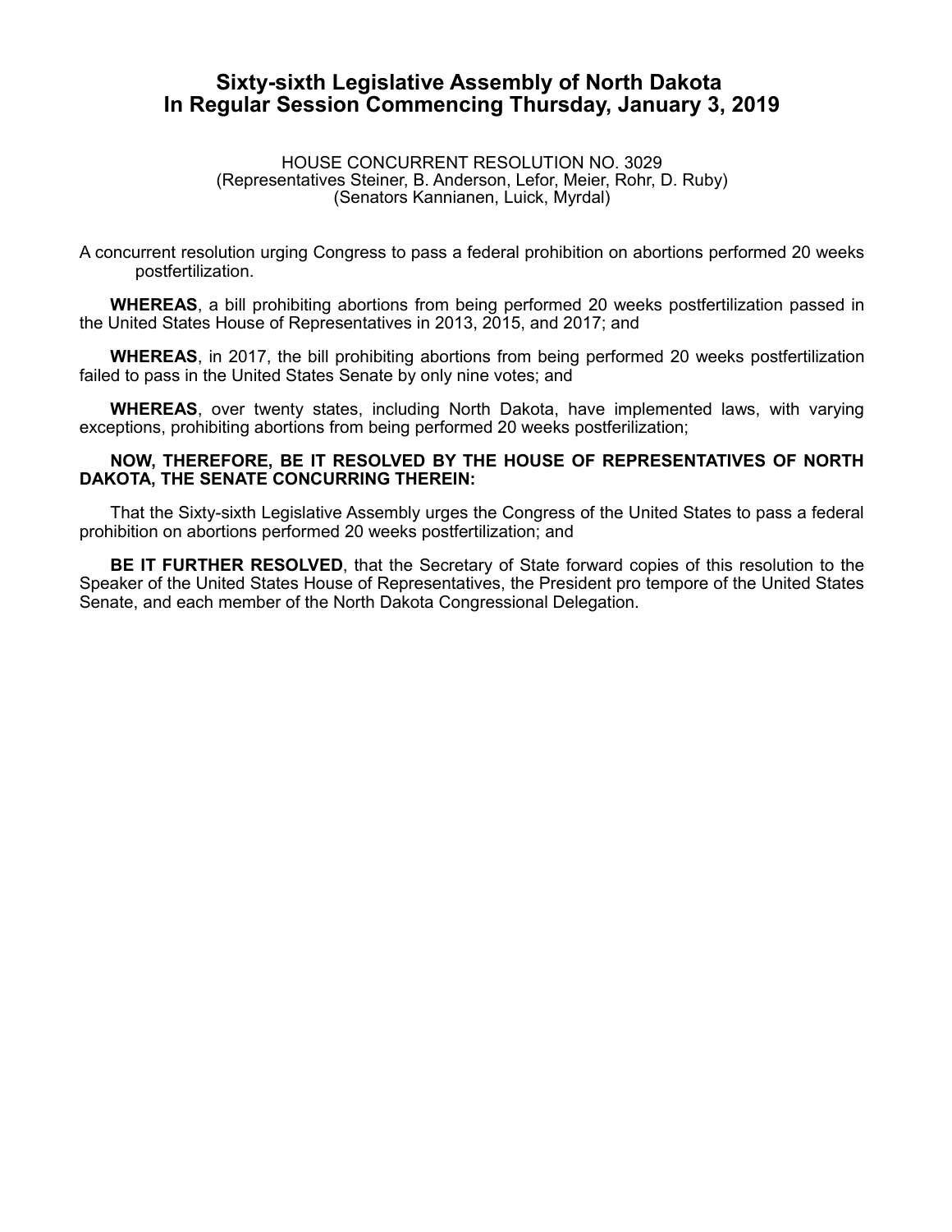# Sixty-sixth Legislative Assembly of North Dakota
# In Regular Session Commencing Thursday, January 3, 2019

HOUSE CONCURRENT RESOLUTION NO. 3029
(Representatives Steiner, B. Anderson, Lefor, Meier, Rohr, D. Ruby)
(Senators Kannianen, Luick, Myrdal)

A concurrent resolution urging Congress to pass a federal prohibition on abortions performed 20 weeks postfertilization.

**WHEREAS**, a bill prohibiting abortions from being performed 20 weeks postfertilization passed in the United States House of Representatives in 2013, 2015, and 2017; and

**WHEREAS**, in 2017, the bill prohibiting abortions from being performed 20 weeks postfertilization failed to pass in the United States Senate by only nine votes; and

**WHEREAS**, over twenty states, including North Dakota, have implemented laws, with varying exceptions, prohibiting abortions from being performed 20 weeks postferilization;

**NOW, THEREFORE, BE IT RESOLVED BY THE HOUSE OF REPRESENTATIVES OF NORTH DAKOTA, THE SENATE CONCURRING THEREIN:**

That the Sixty-sixth Legislative Assembly urges the Congress of the United States to pass a federal prohibition on abortions performed 20 weeks postfertilization; and

**BE IT FURTHER RESOLVED**, that the Secretary of State forward copies of this resolution to the Speaker of the United States House of Representatives, the President pro tempore of the United States Senate, and each member of the North Dakota Congressional Delegation.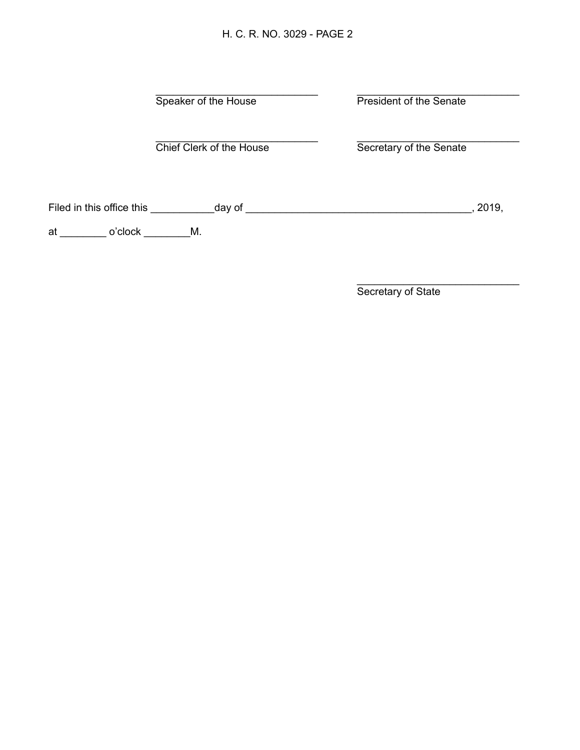H. C. R. NO. 3029 - PAGE 2

| | |
|---|---|
| ____________________________ | ____________________________ |
| Speaker of the House | President of the Senate |
| ____________________________ | ____________________________ |
| Chief Clerk of the House | Secretary of the Senate |

Filed in this office this ___________day of _______________________________________, 2019,

at ________ o'clock ________M.

____________________________
Secretary of State